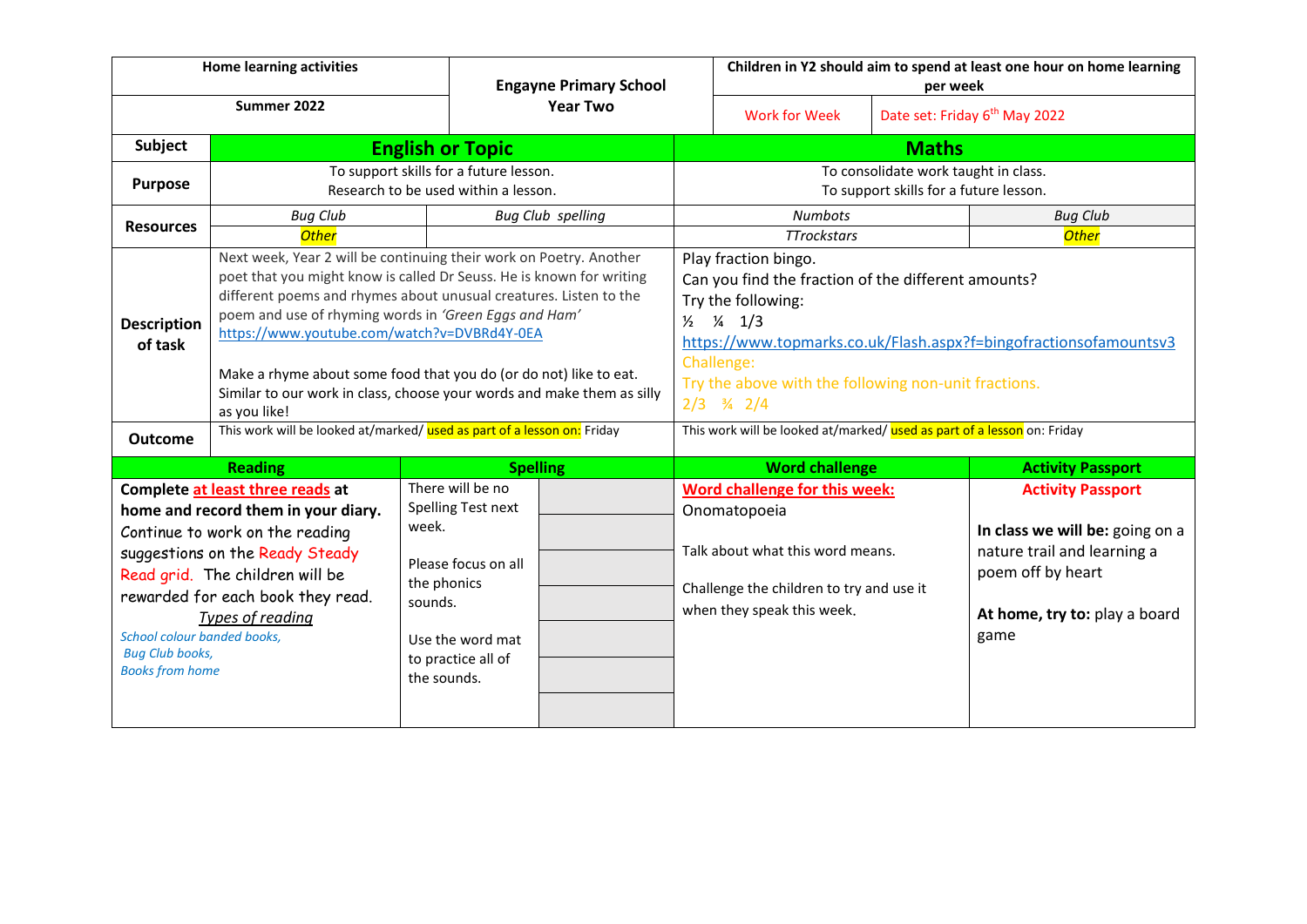| Home learning activities | | Engayne Primary School Year Two | Children in Y2 should aim to spend at least one hour on home learning per week | |
|---|---|---|---|---|
| Summer 2022 | | | Work for Week | Date set: Friday 6th May 2022 |

| Subject | English or Topic | | Maths | |
|---|---|---|---|---|
| Purpose | To support skills for a future lesson.<br>Research to be used within a lesson. | | To consolidate work taught in class.<br>To support skills for a future lesson. | |
| Resources | *Bug Club* | *Bug Club spelling* | *Numbots* | *Bug Club* |
| | *Other* | | *TTrockstars* | *Other* |
| Description of task | Next week, Year 2 will be continuing their work on Poetry. Another poet that you might know is called Dr Seuss. He is known for writing different poems and rhymes about unusual creatures. Listen to the poem and use of rhyming words in *'Green Eggs and Ham'*<br>https://www.youtube.com/watch?v=DVBRd4Y-0EA<br><br>Make a rhyme about some food that you do (or do not) like to eat. Similar to our work in class, choose your words and make them as silly as you like! | | Play fraction bingo.<br>Can you find the fraction of the different amounts?<br>Try the following:<br>½ ¼ 1/3<br>https://www.topmarks.co.uk/Flash.aspx?f=bingofractionsofamountsv3<br>Challenge:<br>Try the above with the following non-unit fractions.<br>2/3 ¾ 2/4 | |
| Outcome | This work will be looked at/marked/ used as part of a lesson on: Friday | | This work will be looked at/marked/ used as part of a lesson on: Friday | |

| Reading | Spelling | | Word challenge | Activity Passport |
|---|---|---|---|---|
| **Complete at least three reads at home and record them in your diary.**<br>Continue to work on the reading suggestions on the Ready Steady Read grid. The children will be rewarded for each book they read.<br>*Types of reading*<br>*School colour banded books,*<br>*Bug Club books,*<br>*Books from home* | There will be no Spelling Test next week.<br><br>Please focus on all the phonics sounds.<br><br>Use the word mat to practice all of the sounds. | | **Word challenge for this week:**<br>Onomatopoeia<br><br>Talk about what this word means.<br><br>Challenge the children to try and use it when they speak this week. | **Activity Passport**<br><br>**In class we will be:** going on a nature trail and learning a poem off by heart<br><br>**At home, try to:** play a board game |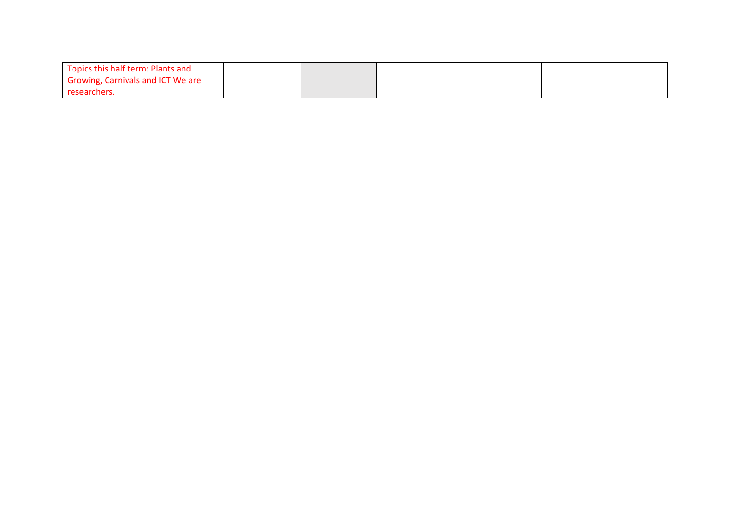| | | | | |
|---|---|---|---|---|
| Topics this half term: Plants and Growing, Carnivals and ICT We are researchers. | | | | |